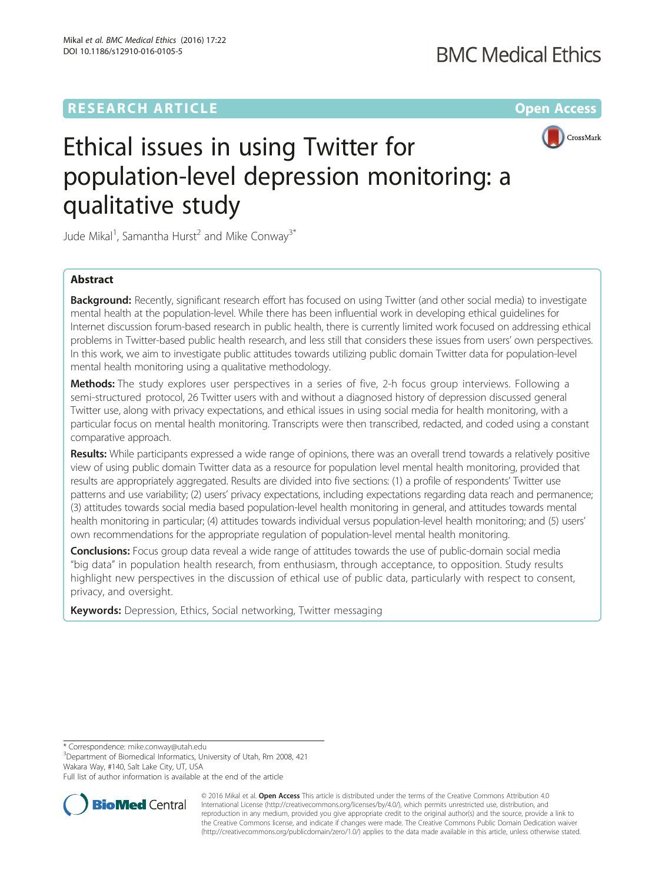RESEARCH ARTICLE

Open Access

# Ethical issues in using Twitter for population-level depression monitoring: a qualitative study

Jude Mikal[1], Samantha Hurst[2] and Mike Conway[3*]

## Abstract

**Background:** Recently, significant research effort has focused on using Twitter (and other social media) to investigate mental health at the population-level. While there has been influential work in developing ethical guidelines for Internet discussion forum-based research in public health, there is currently limited work focused on addressing ethical problems in Twitter-based public health research, and less still that considers these issues from users' own perspectives. In this work, we aim to investigate public attitudes towards utilizing public domain Twitter data for population-level mental health monitoring using a qualitative methodology.

**Methods:** The study explores user perspectives in a series of five, 2-h focus group interviews. Following a semi-structured protocol, 26 Twitter users with and without a diagnosed history of depression discussed general Twitter use, along with privacy expectations, and ethical issues in using social media for health monitoring, with a particular focus on mental health monitoring. Transcripts were then transcribed, redacted, and coded using a constant comparative approach.

**Results:** While participants expressed a wide range of opinions, there was an overall trend towards a relatively positive view of using public domain Twitter data as a resource for population level mental health monitoring, provided that results are appropriately aggregated. Results are divided into five sections: (1) a profile of respondents' Twitter use patterns and use variability; (2) users' privacy expectations, including expectations regarding data reach and permanence; (3) attitudes towards social media based population-level health monitoring in general, and attitudes towards mental health monitoring in particular; (4) attitudes towards individual versus population-level health monitoring; and (5) users' own recommendations for the appropriate regulation of population-level mental health monitoring.

**Conclusions:** Focus group data reveal a wide range of attitudes towards the use of public-domain social media "big data" in population health research, from enthusiasm, through acceptance, to opposition. Study results highlight new perspectives in the discussion of ethical use of public data, particularly with respect to consent, privacy, and oversight.

**Keywords:** Depression, Ethics, Social networking, Twitter messaging

---

* Correspondence: mike.conway@utah.edu
[3]Department of Biomedical Informatics, University of Utah, Rm 2008, 421 Wakara Way, #140, Salt Lake City, UT, USA
Full list of author information is available at the end of the article

© 2016 Mikal et al. **Open Access** This article is distributed under the terms of the Creative Commons Attribution 4.0 International License (http://creativecommons.org/licenses/by/4.0/), which permits unrestricted use, distribution, and reproduction in any medium, provided you give appropriate credit to the original author(s) and the source, provide a link to the Creative Commons license, and indicate if changes were made. The Creative Commons Public Domain Dedication waiver (http://creativecommons.org/publicdomain/zero/1.0/) applies to the data made available in this article, unless otherwise stated.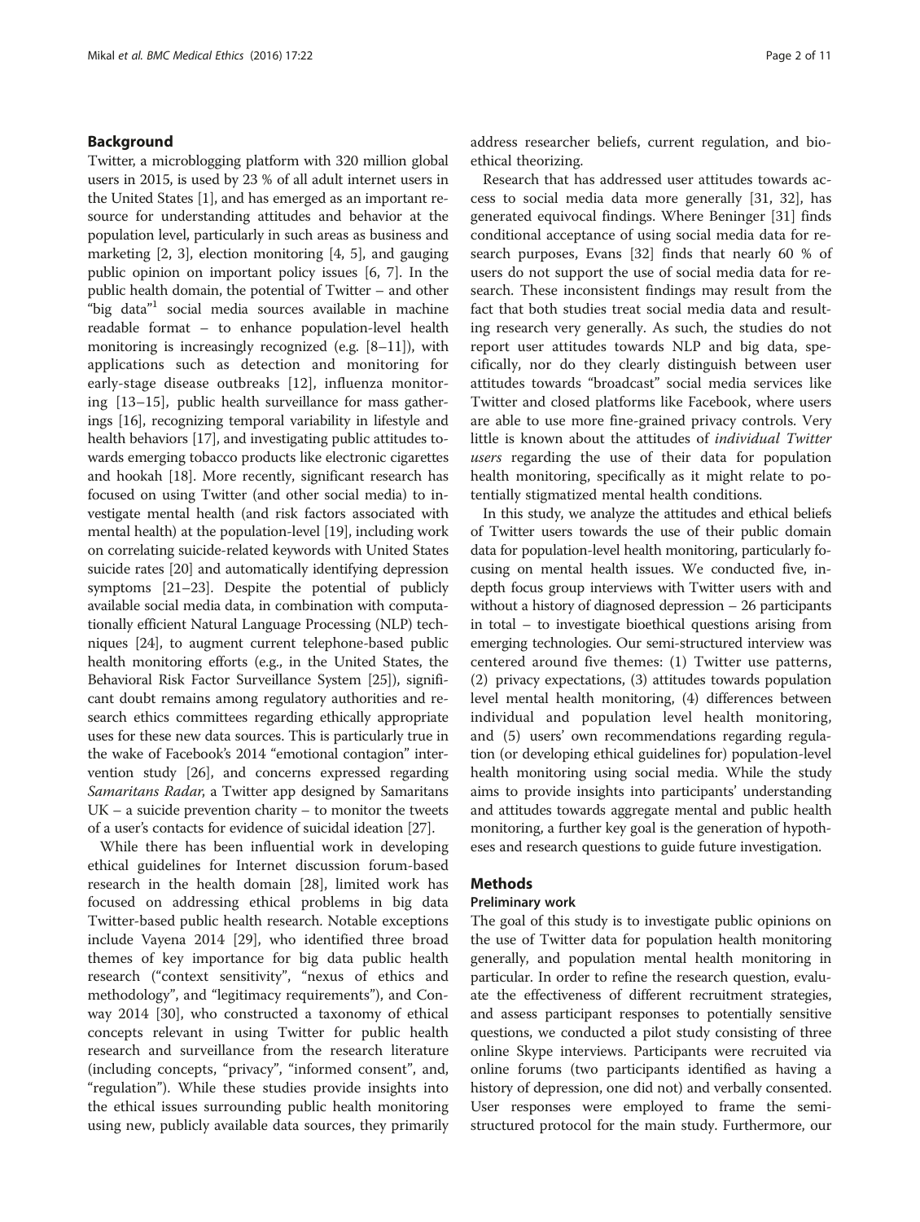## Background

Twitter, a microblogging platform with 320 million global users in 2015, is used by 23 % of all adult internet users in the United States [1], and has emerged as an important resource for understanding attitudes and behavior at the population level, particularly in such areas as business and marketing [2, 3], election monitoring [4, 5], and gauging public opinion on important policy issues [6, 7]. In the public health domain, the potential of Twitter – and other "big data"[1] social media sources available in machine readable format – to enhance population-level health monitoring is increasingly recognized (e.g. [8–11]), with applications such as detection and monitoring for early-stage disease outbreaks [12], influenza monitoring [13–15], public health surveillance for mass gatherings [16], recognizing temporal variability in lifestyle and health behaviors [17], and investigating public attitudes towards emerging tobacco products like electronic cigarettes and hookah [18]. More recently, significant research has focused on using Twitter (and other social media) to investigate mental health (and risk factors associated with mental health) at the population-level [19], including work on correlating suicide-related keywords with United States suicide rates [20] and automatically identifying depression symptoms [21–23]. Despite the potential of publicly available social media data, in combination with computationally efficient Natural Language Processing (NLP) techniques [24], to augment current telephone-based public health monitoring efforts (e.g., in the United States, the Behavioral Risk Factor Surveillance System [25]), significant doubt remains among regulatory authorities and research ethics committees regarding ethically appropriate uses for these new data sources. This is particularly true in the wake of Facebook's 2014 "emotional contagion" intervention study [26], and concerns expressed regarding *Samaritans Radar*, a Twitter app designed by Samaritans UK – a suicide prevention charity – to monitor the tweets of a user's contacts for evidence of suicidal ideation [27].

While there has been influential work in developing ethical guidelines for Internet discussion forum-based research in the health domain [28], limited work has focused on addressing ethical problems in big data Twitter-based public health research. Notable exceptions include Vayena 2014 [29], who identified three broad themes of key importance for big data public health research ("context sensitivity", "nexus of ethics and methodology", and "legitimacy requirements"), and Conway 2014 [30], who constructed a taxonomy of ethical concepts relevant in using Twitter for public health research and surveillance from the research literature (including concepts, "privacy", "informed consent", and, "regulation"). While these studies provide insights into the ethical issues surrounding public health monitoring using new, publicly available data sources, they primarily address researcher beliefs, current regulation, and bioethical theorizing.

Research that has addressed user attitudes towards access to social media data more generally [31, 32], has generated equivocal findings. Where Beninger [31] finds conditional acceptance of using social media data for research purposes, Evans [32] finds that nearly 60 % of users do not support the use of social media data for research. These inconsistent findings may result from the fact that both studies treat social media data and resulting research very generally. As such, the studies do not report user attitudes towards NLP and big data, specifically, nor do they clearly distinguish between user attitudes towards "broadcast" social media services like Twitter and closed platforms like Facebook, where users are able to use more fine-grained privacy controls. Very little is known about the attitudes of *individual Twitter users* regarding the use of their data for population health monitoring, specifically as it might relate to potentially stigmatized mental health conditions.

In this study, we analyze the attitudes and ethical beliefs of Twitter users towards the use of their public domain data for population-level health monitoring, particularly focusing on mental health issues. We conducted five, in-depth focus group interviews with Twitter users with and without a history of diagnosed depression – 26 participants in total – to investigate bioethical questions arising from emerging technologies. Our semi-structured interview was centered around five themes: (1) Twitter use patterns, (2) privacy expectations, (3) attitudes towards population level mental health monitoring, (4) differences between individual and population level health monitoring, and (5) users' own recommendations regarding regulation (or developing ethical guidelines for) population-level health monitoring using social media. While the study aims to provide insights into participants' understanding and attitudes towards aggregate mental and public health monitoring, a further key goal is the generation of hypotheses and research questions to guide future investigation.

## Methods

### Preliminary work

The goal of this study is to investigate public opinions on the use of Twitter data for population health monitoring generally, and population mental health monitoring in particular. In order to refine the research question, evaluate the effectiveness of different recruitment strategies, and assess participant responses to potentially sensitive questions, we conducted a pilot study consisting of three online Skype interviews. Participants were recruited via online forums (two participants identified as having a history of depression, one did not) and verbally consented. User responses were employed to frame the semi-structured protocol for the main study. Furthermore, our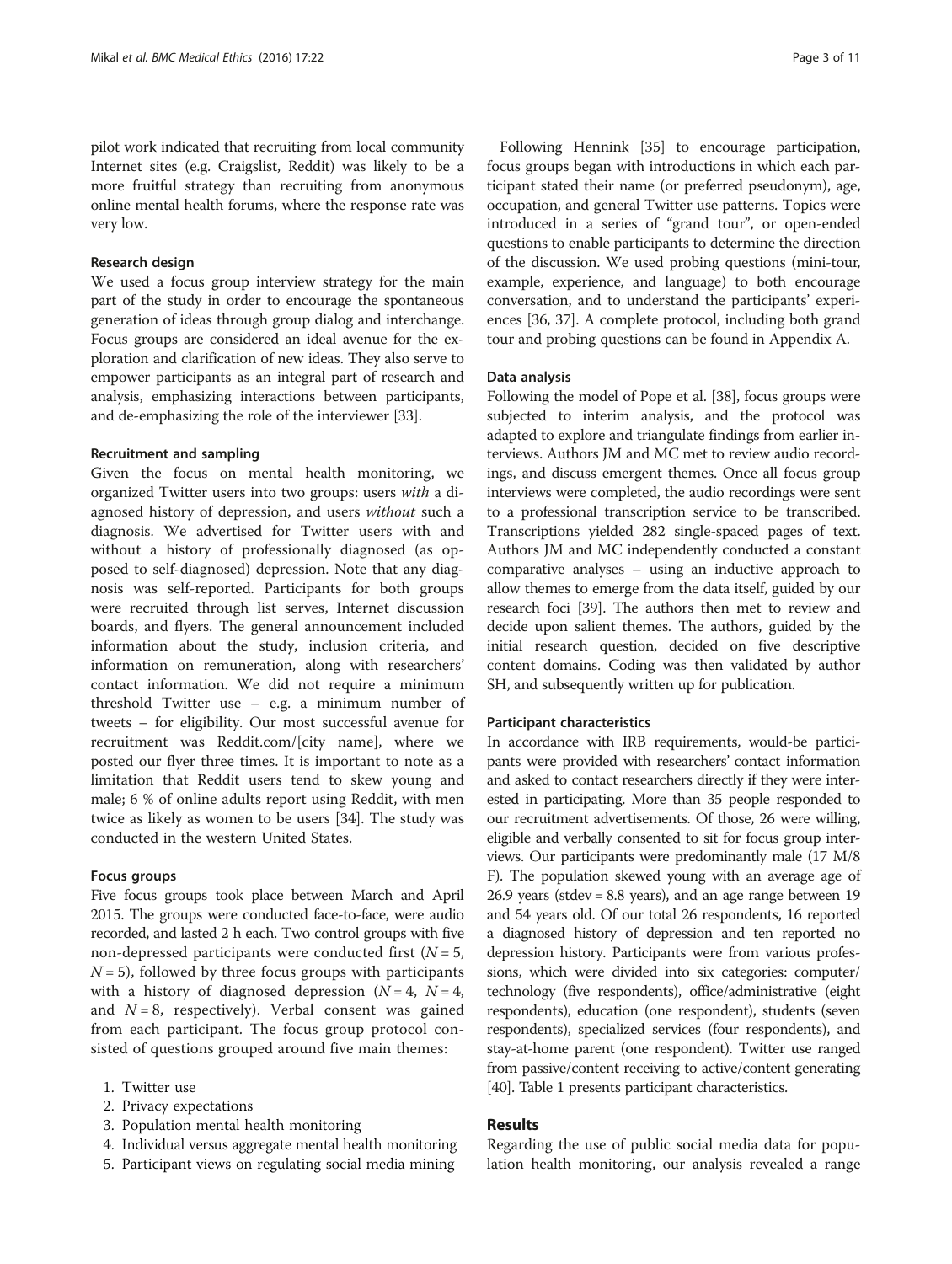pilot work indicated that recruiting from local community Internet sites (e.g. Craigslist, Reddit) was likely to be a more fruitful strategy than recruiting from anonymous online mental health forums, where the response rate was very low.

### Research design

We used a focus group interview strategy for the main part of the study in order to encourage the spontaneous generation of ideas through group dialog and interchange. Focus groups are considered an ideal avenue for the exploration and clarification of new ideas. They also serve to empower participants as an integral part of research and analysis, emphasizing interactions between participants, and de-emphasizing the role of the interviewer [33].

### Recruitment and sampling

Given the focus on mental health monitoring, we organized Twitter users into two groups: users *with* a diagnosed history of depression, and users *without* such a diagnosis. We advertised for Twitter users with and without a history of professionally diagnosed (as opposed to self-diagnosed) depression. Note that any diagnosis was self-reported. Participants for both groups were recruited through list serves, Internet discussion boards, and flyers. The general announcement included information about the study, inclusion criteria, and information on remuneration, along with researchers' contact information. We did not require a minimum threshold Twitter use – e.g. a minimum number of tweets – for eligibility. Our most successful avenue for recruitment was Reddit.com/[city name], where we posted our flyer three times. It is important to note as a limitation that Reddit users tend to skew young and male; 6 % of online adults report using Reddit, with men twice as likely as women to be users [34]. The study was conducted in the western United States.

### Focus groups

Five focus groups took place between March and April 2015. The groups were conducted face-to-face, were audio recorded, and lasted 2 h each. Two control groups with five non-depressed participants were conducted first ($N = 5$, $N = 5$), followed by three focus groups with participants with a history of diagnosed depression ($N = 4$, $N = 4$, and $N = 8$, respectively). Verbal consent was gained from each participant. The focus group protocol consisted of questions grouped around five main themes:

1. Twitter use
2. Privacy expectations
3. Population mental health monitoring
4. Individual versus aggregate mental health monitoring
5. Participant views on regulating social media mining

Following Hennink [35] to encourage participation, focus groups began with introductions in which each participant stated their name (or preferred pseudonym), age, occupation, and general Twitter use patterns. Topics were introduced in a series of "grand tour", or open-ended questions to enable participants to determine the direction of the discussion. We used probing questions (mini-tour, example, experience, and language) to both encourage conversation, and to understand the participants' experiences [36, 37]. A complete protocol, including both grand tour and probing questions can be found in Appendix A.

### Data analysis

Following the model of Pope et al. [38], focus groups were subjected to interim analysis, and the protocol was adapted to explore and triangulate findings from earlier interviews. Authors JM and MC met to review audio recordings, and discuss emergent themes. Once all focus group interviews were completed, the audio recordings were sent to a professional transcription service to be transcribed. Transcriptions yielded 282 single-spaced pages of text. Authors JM and MC independently conducted a constant comparative analyses – using an inductive approach to allow themes to emerge from the data itself, guided by our research foci [39]. The authors then met to review and decide upon salient themes. The authors, guided by the initial research question, decided on five descriptive content domains. Coding was then validated by author SH, and subsequently written up for publication.

### Participant characteristics

In accordance with IRB requirements, would-be participants were provided with researchers' contact information and asked to contact researchers directly if they were interested in participating. More than 35 people responded to our recruitment advertisements. Of those, 26 were willing, eligible and verbally consented to sit for focus group interviews. Our participants were predominantly male (17 M/8 F). The population skewed young with an average age of 26.9 years (stdev = 8.8 years), and an age range between 19 and 54 years old. Of our total 26 respondents, 16 reported a diagnosed history of depression and ten reported no depression history. Participants were from various professions, which were divided into six categories: computer/technology (five respondents), office/administrative (eight respondents), education (one respondent), students (seven respondents), specialized services (four respondents), and stay-at-home parent (one respondent). Twitter use ranged from passive/content receiving to active/content generating [40]. Table 1 presents participant characteristics.

## Results

Regarding the use of public social media data for population health monitoring, our analysis revealed a range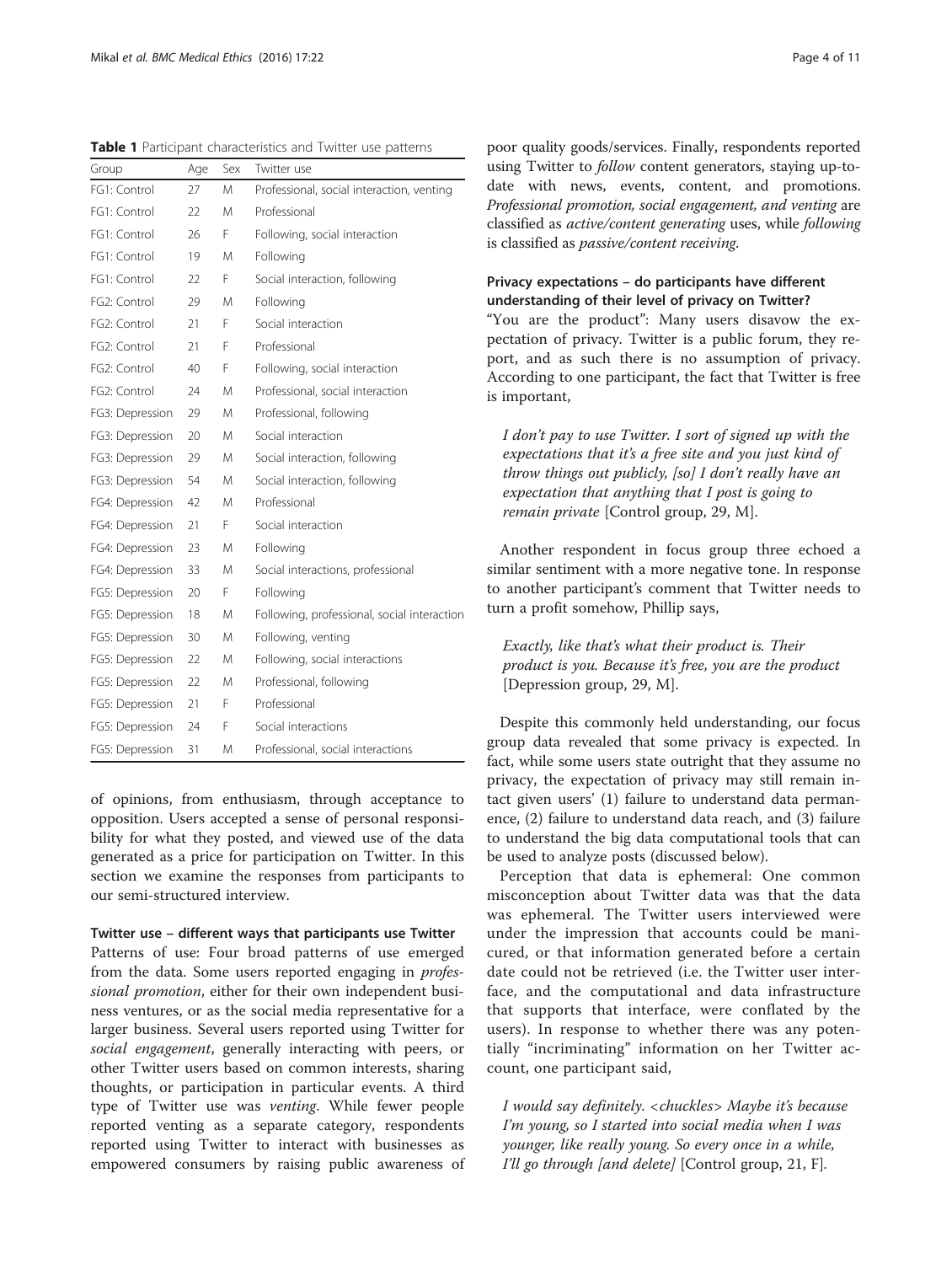**Table 1** Participant characteristics and Twitter use patterns

| Group | Age | Sex | Twitter use |
| --- | --- | --- | --- |
| FG1: Control | 27 | M | Professional, social interaction, venting |
| FG1: Control | 22 | M | Professional |
| FG1: Control | 26 | F | Following, social interaction |
| FG1: Control | 19 | M | Following |
| FG1: Control | 22 | F | Social interaction, following |
| FG2: Control | 29 | M | Following |
| FG2: Control | 21 | F | Social interaction |
| FG2: Control | 21 | F | Professional |
| FG2: Control | 40 | F | Following, social interaction |
| FG2: Control | 24 | M | Professional, social interaction |
| FG3: Depression | 29 | M | Professional, following |
| FG3: Depression | 20 | M | Social interaction |
| FG3: Depression | 29 | M | Social interaction, following |
| FG3: Depression | 54 | M | Social interaction, following |
| FG4: Depression | 42 | M | Professional |
| FG4: Depression | 21 | F | Social interaction |
| FG4: Depression | 23 | M | Following |
| FG4: Depression | 33 | M | Social interactions, professional |
| FG5: Depression | 20 | F | Following |
| FG5: Depression | 18 | M | Following, professional, social interaction |
| FG5: Depression | 30 | M | Following, venting |
| FG5: Depression | 22 | M | Following, social interactions |
| FG5: Depression | 22 | M | Professional, following |
| FG5: Depression | 21 | F | Professional |
| FG5: Depression | 24 | F | Social interactions |
| FG5: Depression | 31 | M | Professional, social interactions |

of opinions, from enthusiasm, through acceptance to opposition. Users accepted a sense of personal responsibility for what they posted, and viewed use of the data generated as a price for participation on Twitter. In this section we examine the responses from participants to our semi-structured interview.

### Twitter use – different ways that participants use Twitter

Patterns of use: Four broad patterns of use emerged from the data. Some users reported engaging in *professional promotion*, either for their own independent business ventures, or as the social media representative for a larger business. Several users reported using Twitter for *social engagement*, generally interacting with peers, or other Twitter users based on common interests, sharing thoughts, or participation in particular events. A third type of Twitter use was *venting*. While fewer people reported venting as a separate category, respondents reported using Twitter to interact with businesses as empowered consumers by raising public awareness of poor quality goods/services. Finally, respondents reported using Twitter to *follow* content generators, staying up-to-date with news, events, content, and promotions. *Professional promotion, social engagement, and venting* are classified as *active/content generating* uses, while *following* is classified as *passive/content receiving*.

### Privacy expectations – do participants have different understanding of their level of privacy on Twitter?

"You are the product": Many users disavow the expectation of privacy. Twitter is a public forum, they report, and as such there is no assumption of privacy. According to one participant, the fact that Twitter is free is important,

> *I don't pay to use Twitter. I sort of signed up with the expectations that it's a free site and you just kind of throw things out publicly, [so] I don't really have an expectation that anything that I post is going to remain private* [Control group, 29, M].

Another respondent in focus group three echoed a similar sentiment with a more negative tone. In response to another participant's comment that Twitter needs to turn a profit somehow, Phillip says,

> *Exactly, like that's what their product is. Their product is you. Because it's free, you are the product* [Depression group, 29, M].

Despite this commonly held understanding, our focus group data revealed that some privacy is expected. In fact, while some users state outright that they assume no privacy, the expectation of privacy may still remain intact given users' (1) failure to understand data permanence, (2) failure to understand data reach, and (3) failure to understand the big data computational tools that can be used to analyze posts (discussed below).

Perception that data is ephemeral: One common misconception about Twitter data was that the data was ephemeral. The Twitter users interviewed were under the impression that accounts could be manicured, or that information generated before a certain date could not be retrieved (i.e. the Twitter user interface, and the computational and data infrastructure that supports that interface, were conflated by the users). In response to whether there was any potentially "incriminating" information on her Twitter account, one participant said,

> *I would say definitely. <chuckles> Maybe it's because I'm young, so I started into social media when I was younger, like really young. So every once in a while, I'll go through [and delete]* [Control group, 21, F].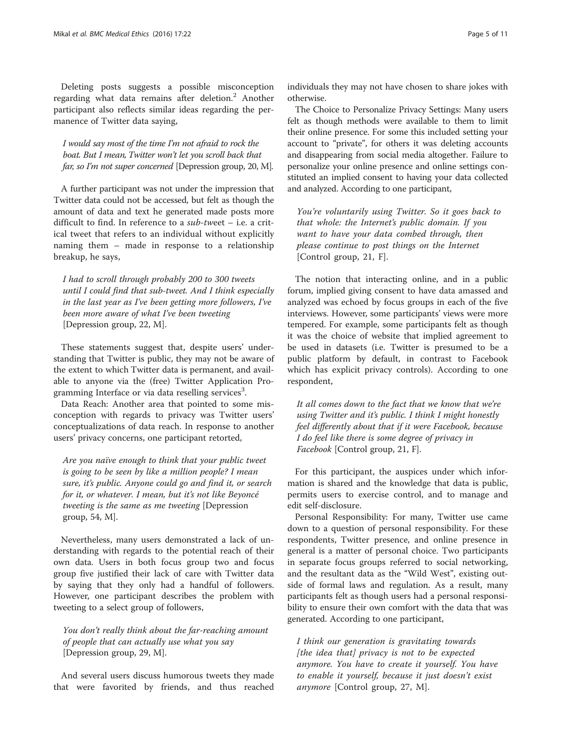Deleting posts suggests a possible misconception regarding what data remains after deletion.[2] Another participant also reflects similar ideas regarding the permanence of Twitter data saying,

> *I would say most of the time I'm not afraid to rock the boat. But I mean, Twitter won't let you scroll back that far, so I'm not super concerned* [Depression group, 20, M].

A further participant was not under the impression that Twitter data could not be accessed, but felt as though the amount of data and text he generated made posts more difficult to find. In reference to a *sub-tweet* – i.e. a critical tweet that refers to an individual without explicitly naming them – made in response to a relationship breakup, he says,

> *I had to scroll through probably 200 to 300 tweets until I could find that sub-tweet. And I think especially in the last year as I've been getting more followers, I've been more aware of what I've been tweeting* [Depression group, 22, M].

These statements suggest that, despite users' understanding that Twitter is public, they may not be aware of the extent to which Twitter data is permanent, and available to anyone via the (free) Twitter Application Programming Interface or via data reselling services[3].

Data Reach: Another area that pointed to some misconception with regards to privacy was Twitter users' conceptualizations of data reach. In response to another users' privacy concerns, one participant retorted,

> *Are you naïve enough to think that your public tweet is going to be seen by like a million people? I mean sure, it's public. Anyone could go and find it, or search for it, or whatever. I mean, but it's not like Beyoncé tweeting is the same as me tweeting* [Depression group, 54, M].

Nevertheless, many users demonstrated a lack of understanding with regards to the potential reach of their own data. Users in both focus group two and focus group five justified their lack of care with Twitter data by saying that they only had a handful of followers. However, one participant describes the problem with tweeting to a select group of followers,

> *You don't really think about the far-reaching amount of people that can actually use what you say* [Depression group, 29, M].

And several users discuss humorous tweets they made that were favorited by friends, and thus reached individuals they may not have chosen to share jokes with otherwise.

The Choice to Personalize Privacy Settings: Many users felt as though methods were available to them to limit their online presence. For some this included setting your account to "private", for others it was deleting accounts and disappearing from social media altogether. Failure to personalize your online presence and online settings constituted an implied consent to having your data collected and analyzed. According to one participant,

> *You're voluntarily using Twitter. So it goes back to that whole: the Internet's public domain. If you want to have your data combed through, then please continue to post things on the Internet* [Control group, 21, F].

The notion that interacting online, and in a public forum, implied giving consent to have data amassed and analyzed was echoed by focus groups in each of the five interviews. However, some participants' views were more tempered. For example, some participants felt as though it was the choice of website that implied agreement to be used in datasets (i.e. Twitter is presumed to be a public platform by default, in contrast to Facebook which has explicit privacy controls). According to one respondent,

> *It all comes down to the fact that we know that we're using Twitter and it's public. I think I might honestly feel differently about that if it were Facebook, because I do feel like there is some degree of privacy in Facebook* [Control group, 21, F].

For this participant, the auspices under which information is shared and the knowledge that data is public, permits users to exercise control, and to manage and edit self-disclosure.

Personal Responsibility: For many, Twitter use came down to a question of personal responsibility. For these respondents, Twitter presence, and online presence in general is a matter of personal choice. Two participants in separate focus groups referred to social networking, and the resultant data as the "Wild West", existing outside of formal laws and regulation. As a result, many participants felt as though users had a personal responsibility to ensure their own comfort with the data that was generated. According to one participant,

> *I think our generation is gravitating towards [the idea that] privacy is not to be expected anymore. You have to create it yourself. You have to enable it yourself, because it just doesn't exist anymore* [Control group, 27, M].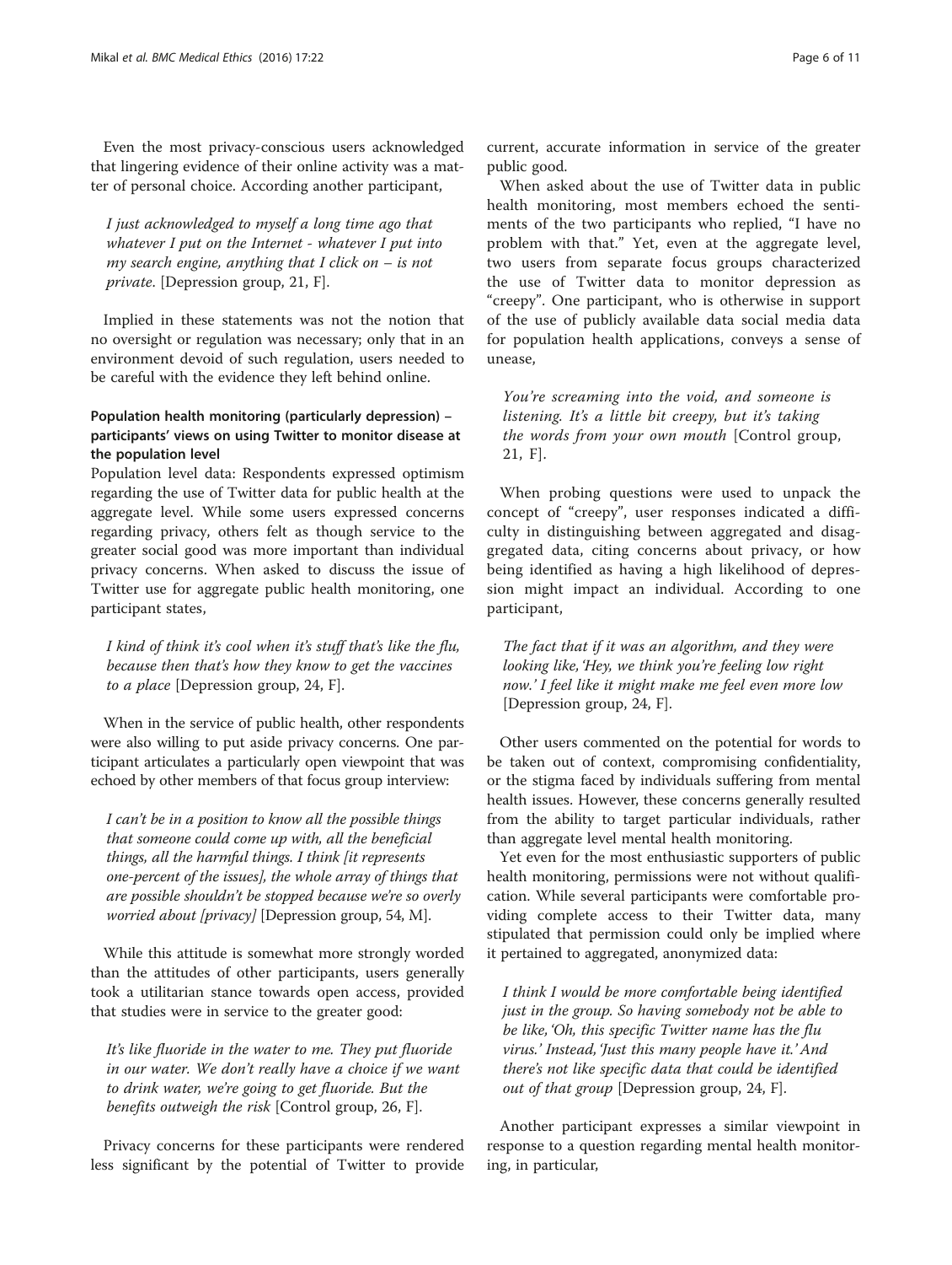Even the most privacy-conscious users acknowledged that lingering evidence of their online activity was a matter of personal choice. According another participant,

> *I just acknowledged to myself a long time ago that whatever I put on the Internet - whatever I put into my search engine, anything that I click on – is not private.* [Depression group, 21, F].

Implied in these statements was not the notion that no oversight or regulation was necessary; only that in an environment devoid of such regulation, users needed to be careful with the evidence they left behind online.

### Population health monitoring (particularly depression) – participants' views on using Twitter to monitor disease at the population level

Population level data: Respondents expressed optimism regarding the use of Twitter data for public health at the aggregate level. While some users expressed concerns regarding privacy, others felt as though service to the greater social good was more important than individual privacy concerns. When asked to discuss the issue of Twitter use for aggregate public health monitoring, one participant states,

> *I kind of think it's cool when it's stuff that's like the flu, because then that's how they know to get the vaccines to a place* [Depression group, 24, F].

When in the service of public health, other respondents were also willing to put aside privacy concerns. One participant articulates a particularly open viewpoint that was echoed by other members of that focus group interview:

> *I can't be in a position to know all the possible things that someone could come up with, all the beneficial things, all the harmful things. I think [it represents one-percent of the issues], the whole array of things that are possible shouldn't be stopped because we're so overly worried about [privacy]* [Depression group, 54, M].

While this attitude is somewhat more strongly worded than the attitudes of other participants, users generally took a utilitarian stance towards open access, provided that studies were in service to the greater good:

> *It's like fluoride in the water to me. They put fluoride in our water. We don't really have a choice if we want to drink water, we're going to get fluoride. But the benefits outweigh the risk* [Control group, 26, F].

Privacy concerns for these participants were rendered less significant by the potential of Twitter to provide current, accurate information in service of the greater public good.

When asked about the use of Twitter data in public health monitoring, most members echoed the sentiments of the two participants who replied, "I have no problem with that." Yet, even at the aggregate level, two users from separate focus groups characterized the use of Twitter data to monitor depression as "creepy". One participant, who is otherwise in support of the use of publicly available data social media data for population health applications, conveys a sense of unease,

> *You're screaming into the void, and someone is listening. It's a little bit creepy, but it's taking the words from your own mouth* [Control group, 21, F].

When probing questions were used to unpack the concept of "creepy", user responses indicated a difficulty in distinguishing between aggregated and disaggregated data, citing concerns about privacy, or how being identified as having a high likelihood of depression might impact an individual. According to one participant,

> *The fact that if it was an algorithm, and they were looking like, 'Hey, we think you're feeling low right now.' I feel like it might make me feel even more low* [Depression group, 24, F].

Other users commented on the potential for words to be taken out of context, compromising confidentiality, or the stigma faced by individuals suffering from mental health issues. However, these concerns generally resulted from the ability to target particular individuals, rather than aggregate level mental health monitoring.

Yet even for the most enthusiastic supporters of public health monitoring, permissions were not without qualification. While several participants were comfortable providing complete access to their Twitter data, many stipulated that permission could only be implied where it pertained to aggregated, anonymized data:

> *I think I would be more comfortable being identified just in the group. So having somebody not be able to be like, 'Oh, this specific Twitter name has the flu virus.' Instead, 'Just this many people have it.' And there's not like specific data that could be identified out of that group* [Depression group, 24, F].

Another participant expresses a similar viewpoint in response to a question regarding mental health monitoring, in particular,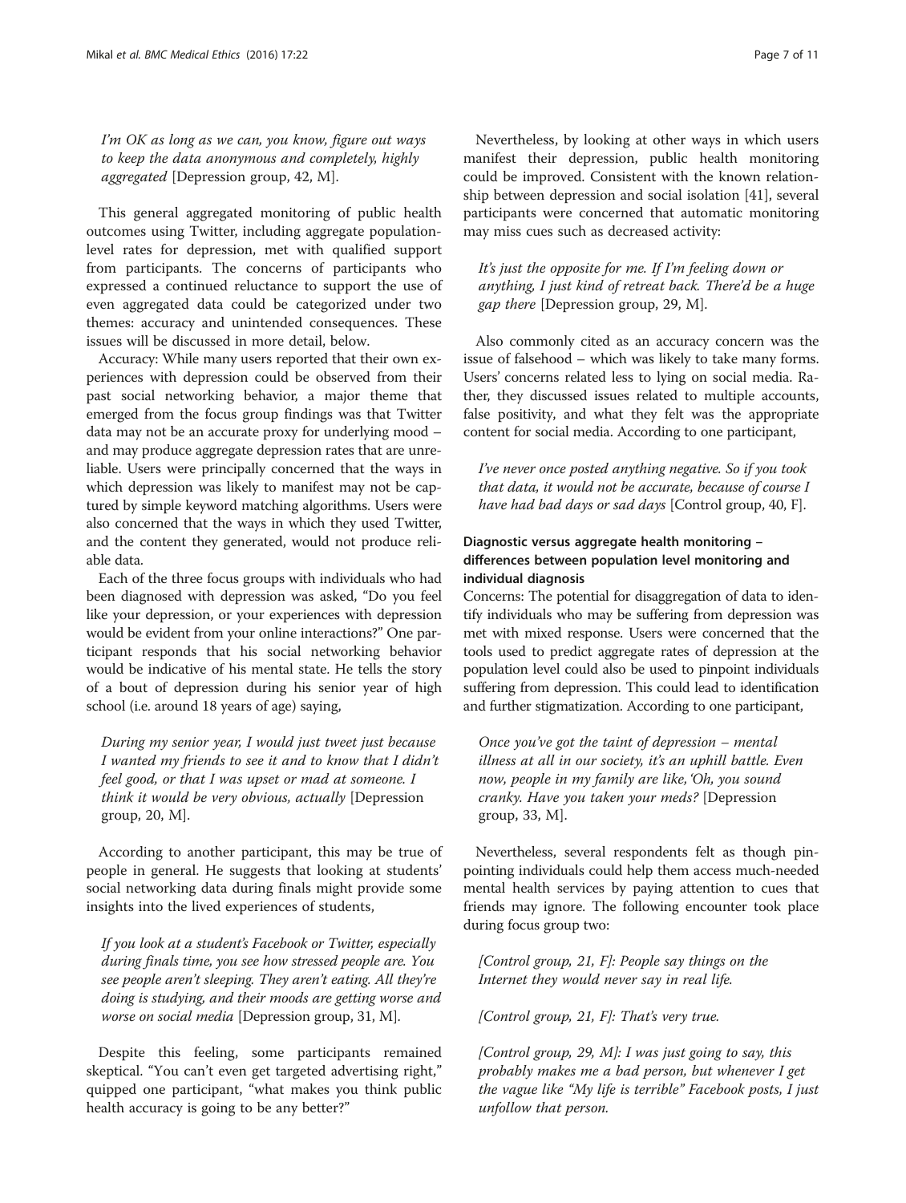*I'm OK as long as we can, you know, figure out ways to keep the data anonymous and completely, highly aggregated* [Depression group, 42, M].

This general aggregated monitoring of public health outcomes using Twitter, including aggregate population-level rates for depression, met with qualified support from participants. The concerns of participants who expressed a continued reluctance to support the use of even aggregated data could be categorized under two themes: accuracy and unintended consequences. These issues will be discussed in more detail, below.

Accuracy: While many users reported that their own experiences with depression could be observed from their past social networking behavior, a major theme that emerged from the focus group findings was that Twitter data may not be an accurate proxy for underlying mood – and may produce aggregate depression rates that are unreliable. Users were principally concerned that the ways in which depression was likely to manifest may not be captured by simple keyword matching algorithms. Users were also concerned that the ways in which they used Twitter, and the content they generated, would not produce reliable data.

Each of the three focus groups with individuals who had been diagnosed with depression was asked, "Do you feel like your depression, or your experiences with depression would be evident from your online interactions?" One participant responds that his social networking behavior would be indicative of his mental state. He tells the story of a bout of depression during his senior year of high school (i.e. around 18 years of age) saying,

*During my senior year, I would just tweet just because I wanted my friends to see it and to know that I didn't feel good, or that I was upset or mad at someone. I think it would be very obvious, actually* [Depression group, 20, M].

According to another participant, this may be true of people in general. He suggests that looking at students' social networking data during finals might provide some insights into the lived experiences of students,

*If you look at a student's Facebook or Twitter, especially during finals time, you see how stressed people are. You see people aren't sleeping. They aren't eating. All they're doing is studying, and their moods are getting worse and worse on social media* [Depression group, 31, M].

Despite this feeling, some participants remained skeptical. "You can't even get targeted advertising right," quipped one participant, "what makes you think public health accuracy is going to be any better?"

Nevertheless, by looking at other ways in which users manifest their depression, public health monitoring could be improved. Consistent with the known relationship between depression and social isolation [41], several participants were concerned that automatic monitoring may miss cues such as decreased activity:

*It's just the opposite for me. If I'm feeling down or anything, I just kind of retreat back. There'd be a huge gap there* [Depression group, 29, M].

Also commonly cited as an accuracy concern was the issue of falsehood – which was likely to take many forms. Users' concerns related less to lying on social media. Rather, they discussed issues related to multiple accounts, false positivity, and what they felt was the appropriate content for social media. According to one participant,

*I've never once posted anything negative. So if you took that data, it would not be accurate, because of course I have had bad days or sad days* [Control group, 40, F].

### Diagnostic versus aggregate health monitoring – differences between population level monitoring and individual diagnosis

Concerns: The potential for disaggregation of data to identify individuals who may be suffering from depression was met with mixed response. Users were concerned that the tools used to predict aggregate rates of depression at the population level could also be used to pinpoint individuals suffering from depression. This could lead to identification and further stigmatization. According to one participant,

*Once you've got the taint of depression – mental illness at all in our society, it's an uphill battle. Even now, people in my family are like, 'Oh, you sound cranky. Have you taken your meds?* [Depression group, 33, M].

Nevertheless, several respondents felt as though pinpointing individuals could help them access much-needed mental health services by paying attention to cues that friends may ignore. The following encounter took place during focus group two:

*[Control group, 21, F]: People say things on the Internet they would never say in real life.*

*[Control group, 21, F]: That's very true.*

*[Control group, 29, M]: I was just going to say, this probably makes me a bad person, but whenever I get the vague like "My life is terrible" Facebook posts, I just unfollow that person.*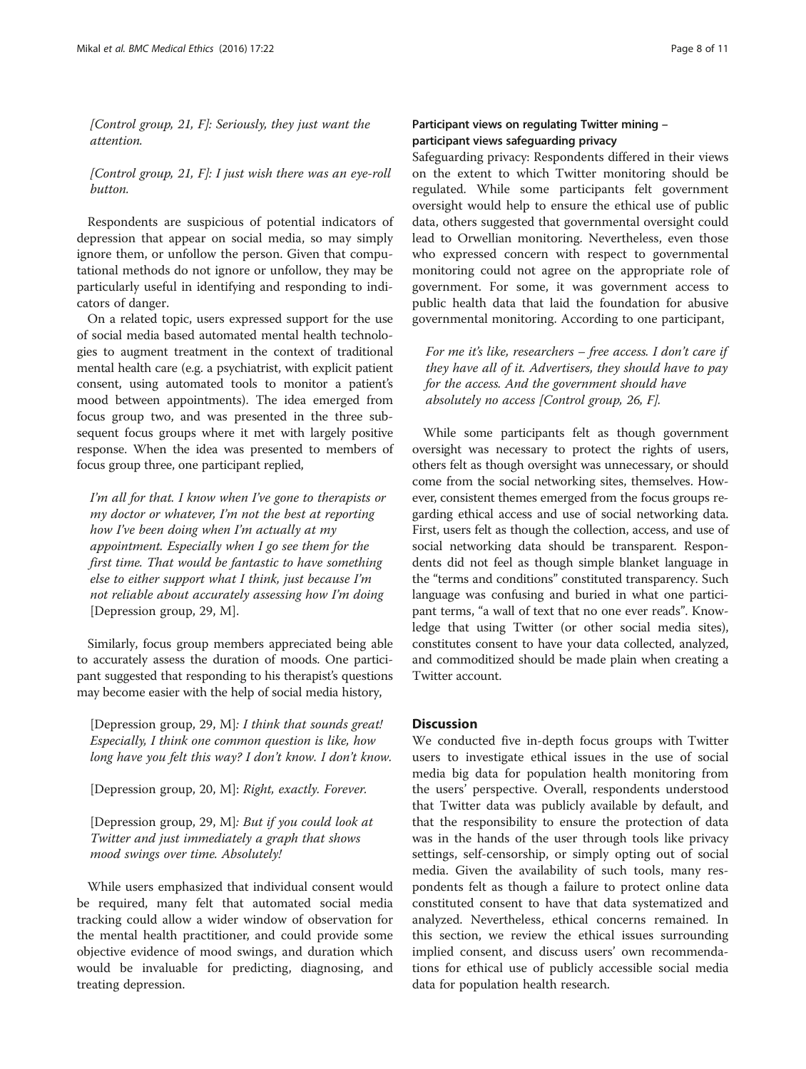*[Control group, 21, F]: Seriously, they just want the attention.*

*[Control group, 21, F]: I just wish there was an eye-roll button.*

Respondents are suspicious of potential indicators of depression that appear on social media, so may simply ignore them, or unfollow the person. Given that computational methods do not ignore or unfollow, they may be particularly useful in identifying and responding to indicators of danger.

On a related topic, users expressed support for the use of social media based automated mental health technologies to augment treatment in the context of traditional mental health care (e.g. a psychiatrist, with explicit patient consent, using automated tools to monitor a patient's mood between appointments). The idea emerged from focus group two, and was presented in the three subsequent focus groups where it met with largely positive response. When the idea was presented to members of focus group three, one participant replied,

> *I'm all for that. I know when I've gone to therapists or my doctor or whatever, I'm not the best at reporting how I've been doing when I'm actually at my appointment. Especially when I go see them for the first time. That would be fantastic to have something else to either support what I think, just because I'm not reliable about accurately assessing how I'm doing* [Depression group, 29, M].

Similarly, focus group members appreciated being able to accurately assess the duration of moods. One participant suggested that responding to his therapist's questions may become easier with the help of social media history,

> [Depression group, 29, M]*: I think that sounds great! Especially, I think one common question is like, how long have you felt this way? I don't know. I don't know.*
>
> [Depression group, 20, M]: *Right, exactly. Forever.*
>
> [Depression group, 29, M]*: But if you could look at Twitter and just immediately a graph that shows mood swings over time. Absolutely!*

While users emphasized that individual consent would be required, many felt that automated social media tracking could allow a wider window of observation for the mental health practitioner, and could provide some objective evidence of mood swings, and duration which would be invaluable for predicting, diagnosing, and treating depression.

#### Participant views on regulating Twitter mining – participant views safeguarding privacy

Safeguarding privacy: Respondents differed in their views on the extent to which Twitter monitoring should be regulated. While some participants felt government oversight would help to ensure the ethical use of public data, others suggested that governmental oversight could lead to Orwellian monitoring. Nevertheless, even those who expressed concern with respect to governmental monitoring could not agree on the appropriate role of government. For some, it was government access to public health data that laid the foundation for abusive governmental monitoring. According to one participant,

> *For me it's like, researchers – free access. I don't care if they have all of it. Advertisers, they should have to pay for the access. And the government should have absolutely no access [Control group, 26, F].*

While some participants felt as though government oversight was necessary to protect the rights of users, others felt as though oversight was unnecessary, or should come from the social networking sites, themselves. However, consistent themes emerged from the focus groups regarding ethical access and use of social networking data. First, users felt as though the collection, access, and use of social networking data should be transparent. Respondents did not feel as though simple blanket language in the "terms and conditions" constituted transparency. Such language was confusing and buried in what one participant terms, "a wall of text that no one ever reads". Knowledge that using Twitter (or other social media sites), constitutes consent to have your data collected, analyzed, and commoditized should be made plain when creating a Twitter account.

## Discussion

We conducted five in-depth focus groups with Twitter users to investigate ethical issues in the use of social media big data for population health monitoring from the users' perspective. Overall, respondents understood that Twitter data was publicly available by default, and that the responsibility to ensure the protection of data was in the hands of the user through tools like privacy settings, self-censorship, or simply opting out of social media. Given the availability of such tools, many respondents felt as though a failure to protect online data constituted consent to have that data systematized and analyzed. Nevertheless, ethical concerns remained. In this section, we review the ethical issues surrounding implied consent, and discuss users' own recommendations for ethical use of publicly accessible social media data for population health research.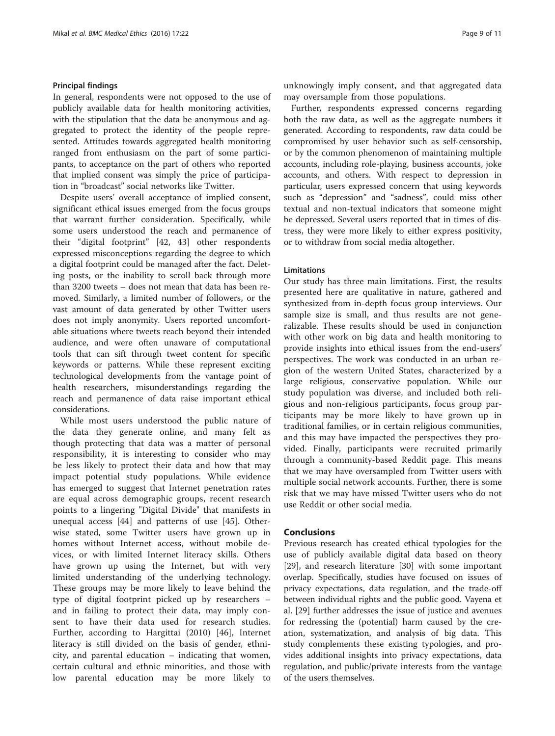### Principal findings

In general, respondents were not opposed to the use of publicly available data for health monitoring activities, with the stipulation that the data be anonymous and aggregated to protect the identity of the people represented. Attitudes towards aggregated health monitoring ranged from enthusiasm on the part of some participants, to acceptance on the part of others who reported that implied consent was simply the price of participation in "broadcast" social networks like Twitter.

Despite users' overall acceptance of implied consent, significant ethical issues emerged from the focus groups that warrant further consideration. Specifically, while some users understood the reach and permanence of their "digital footprint" [42, 43] other respondents expressed misconceptions regarding the degree to which a digital footprint could be managed after the fact. Deleting posts, or the inability to scroll back through more than 3200 tweets – does not mean that data has been removed. Similarly, a limited number of followers, or the vast amount of data generated by other Twitter users does not imply anonymity. Users reported uncomfortable situations where tweets reach beyond their intended audience, and were often unaware of computational tools that can sift through tweet content for specific keywords or patterns. While these represent exciting technological developments from the vantage point of health researchers, misunderstandings regarding the reach and permanence of data raise important ethical considerations.

While most users understood the public nature of the data they generate online, and many felt as though protecting that data was a matter of personal responsibility, it is interesting to consider who may be less likely to protect their data and how that may impact potential study populations. While evidence has emerged to suggest that Internet penetration rates are equal across demographic groups, recent research points to a lingering "Digital Divide" that manifests in unequal access [44] and patterns of use [45]. Otherwise stated, some Twitter users have grown up in homes without Internet access, without mobile devices, or with limited Internet literacy skills. Others have grown up using the Internet, but with very limited understanding of the underlying technology. These groups may be more likely to leave behind the type of digital footprint picked up by researchers – and in failing to protect their data, may imply consent to have their data used for research studies. Further, according to Hargittai (2010) [46], Internet literacy is still divided on the basis of gender, ethnicity, and parental education – indicating that women, certain cultural and ethnic minorities, and those with low parental education may be more likely to unknowingly imply consent, and that aggregated data may oversample from those populations.

Further, respondents expressed concerns regarding both the raw data, as well as the aggregate numbers it generated. According to respondents, raw data could be compromised by user behavior such as self-censorship, or by the common phenomenon of maintaining multiple accounts, including role-playing, business accounts, joke accounts, and others. With respect to depression in particular, users expressed concern that using keywords such as "depression" and "sadness", could miss other textual and non-textual indicators that someone might be depressed. Several users reported that in times of distress, they were more likely to either express positivity, or to withdraw from social media altogether.

### Limitations

Our study has three main limitations. First, the results presented here are qualitative in nature, gathered and synthesized from in-depth focus group interviews. Our sample size is small, and thus results are not generalizable. These results should be used in conjunction with other work on big data and health monitoring to provide insights into ethical issues from the end-users' perspectives. The work was conducted in an urban region of the western United States, characterized by a large religious, conservative population. While our study population was diverse, and included both religious and non-religious participants, focus group participants may be more likely to have grown up in traditional families, or in certain religious communities, and this may have impacted the perspectives they provided. Finally, participants were recruited primarily through a community-based Reddit page. This means that we may have oversampled from Twitter users with multiple social network accounts. Further, there is some risk that we may have missed Twitter users who do not use Reddit or other social media.

## Conclusions

Previous research has created ethical typologies for the use of publicly available digital data based on theory [29], and research literature [30] with some important overlap. Specifically, studies have focused on issues of privacy expectations, data regulation, and the trade-off between individual rights and the public good. Vayena et al. [29] further addresses the issue of justice and avenues for redressing the (potential) harm caused by the creation, systematization, and analysis of big data. This study complements these existing typologies, and provides additional insights into privacy expectations, data regulation, and public/private interests from the vantage of the users themselves.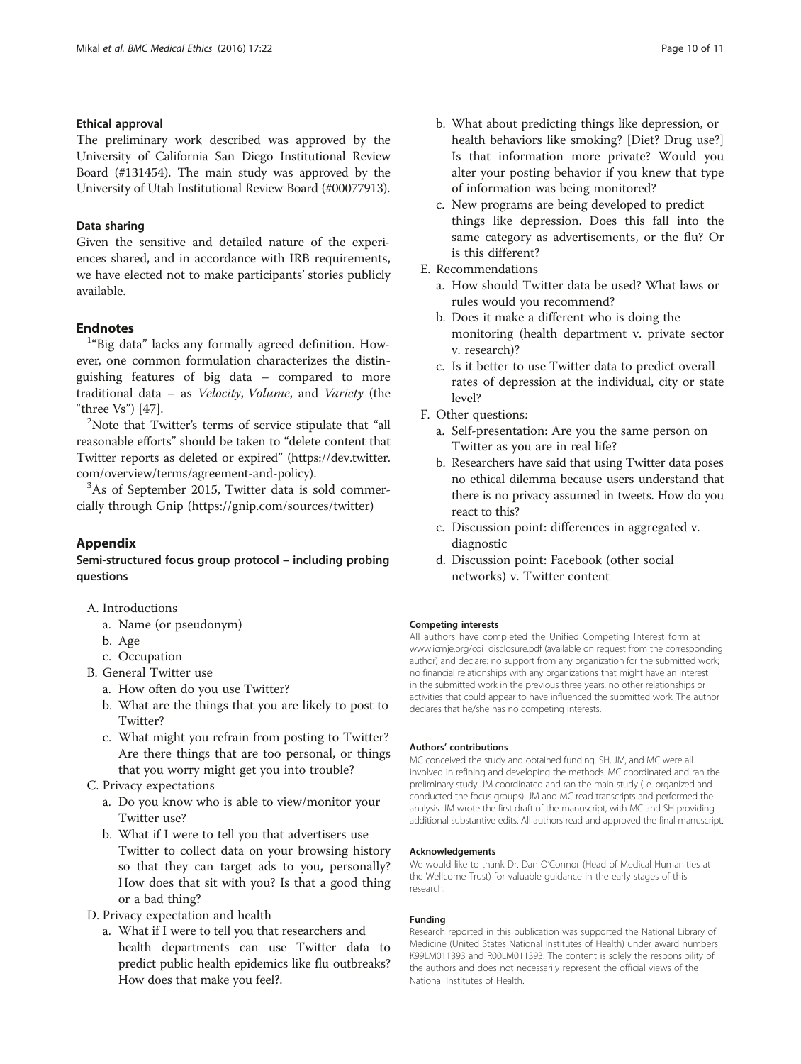### Ethical approval

The preliminary work described was approved by the University of California San Diego Institutional Review Board (#131454). The main study was approved by the University of Utah Institutional Review Board (#00077913).

### Data sharing

Given the sensitive and detailed nature of the experiences shared, and in accordance with IRB requirements, we have elected not to make participants' stories publicly available.

## Endnotes

[1]"Big data" lacks any formally agreed definition. However, one common formulation characterizes the distinguishing features of big data – compared to more traditional data – as *Velocity*, *Volume*, and *Variety* (the "three Vs") [47].

[2]Note that Twitter's terms of service stipulate that "all reasonable efforts" should be taken to "delete content that Twitter reports as deleted or expired" (https://dev.twitter.com/overview/terms/agreement-and-policy).

[3]As of September 2015, Twitter data is sold commercially through Gnip (https://gnip.com/sources/twitter)

## Appendix

### Semi-structured focus group protocol – including probing questions

A. Introductions
   a. Name (or pseudonym)
   b. Age
   c. Occupation
B. General Twitter use
   a. How often do you use Twitter?
   b. What are the things that you are likely to post to Twitter?
   c. What might you refrain from posting to Twitter? Are there things that are too personal, or things that you worry might get you into trouble?
C. Privacy expectations
   a. Do you know who is able to view/monitor your Twitter use?
   b. What if I were to tell you that advertisers use Twitter to collect data on your browsing history so that they can target ads to you, personally? How does that sit with you? Is that a good thing or a bad thing?
D. Privacy expectation and health
   a. What if I were to tell you that researchers and health departments can use Twitter data to predict public health epidemics like flu outbreaks? How does that make you feel?.
   b. What about predicting things like depression, or health behaviors like smoking? [Diet? Drug use?] Is that information more private? Would you alter your posting behavior if you knew that type of information was being monitored?
   c. New programs are being developed to predict things like depression. Does this fall into the same category as advertisements, or the flu? Or is this different?
E. Recommendations
   a. How should Twitter data be used? What laws or rules would you recommend?
   b. Does it make a different who is doing the monitoring (health department v. private sector v. research)?
   c. Is it better to use Twitter data to predict overall rates of depression at the individual, city or state level?
F. Other questions:
   a. Self-presentation: Are you the same person on Twitter as you are in real life?
   b. Researchers have said that using Twitter data poses no ethical dilemma because users understand that there is no privacy assumed in tweets. How do you react to this?
   c. Discussion point: differences in aggregated v. diagnostic
   d. Discussion point: Facebook (other social networks) v. Twitter content

#### Competing interests

All authors have completed the Unified Competing Interest form at www.icmje.org/coi_disclosure.pdf (available on request from the corresponding author) and declare: no support from any organization for the submitted work; no financial relationships with any organizations that might have an interest in the submitted work in the previous three years, no other relationships or activities that could appear to have influenced the submitted work. The author declares that he/she has no competing interests.

#### Authors' contributions

MC conceived the study and obtained funding. SH, JM, and MC were all involved in refining and developing the methods. MC coordinated and ran the preliminary study. JM coordinated and ran the main study (i.e. organized and conducted the focus groups). JM and MC read transcripts and performed the analysis. JM wrote the first draft of the manuscript, with MC and SH providing additional substantive edits. All authors read and approved the final manuscript.

#### Acknowledgements

We would like to thank Dr. Dan O'Connor (Head of Medical Humanities at the Wellcome Trust) for valuable guidance in the early stages of this research.

#### Funding

Research reported in this publication was supported the National Library of Medicine (United States National Institutes of Health) under award numbers K99LM011393 and R00LM011393. The content is solely the responsibility of the authors and does not necessarily represent the official views of the National Institutes of Health.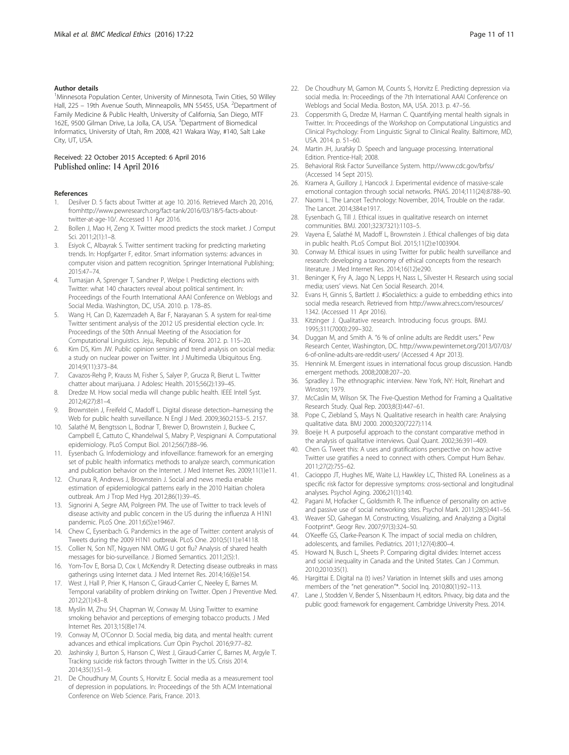#### Author details

[1]Minnesota Population Center, University of Minnesota, Twin Cities, 50 Willey Hall, 225 – 19th Avenue South, Minneapolis, MN 55455, USA. [2]Department of Family Medicine & Public Health, University of California, San Diego, MTF 162E, 9500 Gilman Drive, La Jolla, CA, USA. [3]Department of Biomedical Informatics, University of Utah, Rm 2008, 421 Wakara Way, #140, Salt Lake City, UT, USA.

Received: 22 October 2015 Accepted: 6 April 2016
Published online: 14 April 2016

#### References

1. Desilver D. 5 facts about Twitter at age 10. 2016. Retrieved March 20, 2016, fromhttp://www.pewresearch.org/fact-tank/2016/03/18/5-facts-about-twitter-at-age-10/. Accessed 11 Apr 2016.
2. Bollen J, Mao H, Zeng X. Twitter mood predicts the stock market. J Comput Sci. 2011;2(1):1–8.
3. Esiyok C, Albayrak S. Twitter sentiment tracking for predicting marketing trends. In: Hopfgarter F, editor. Smart information systems: advances in computer vision and pattern recognition. Springer International Publishing; 2015:47–74.
4. Tumasjan A, Sprenger T, Sandner P, Welpe I. Predicting elections with Twitter: what 140 characters reveal about political sentiment. In: Proceedings of the Fourth International AAAI Conference on Weblogs and Social Media. Washington, DC, USA. 2010. p. 178–85.
5. Wang H, Can D, Kazemzadeh A, Bar F, Narayanan S. A system for real-time Twitter sentiment analysis of the 2012 US presidential election cycle. In: Proceedings of the 50th Annual Meeting of the Association for Computational Linguistics. Jeju, Republic of Korea. 2012. p. 115–20.
6. Kim DS, Kim JW. Public opinion sensing and trend analysis on social media: a study on nuclear power on Twitter. Int J Multimedia Ubiquitous Eng. 2014;9(11):373–84.
7. Cavazos-Rehg P, Krauss M, Fisher S, Salyer P, Grucza R, Bierut L. Twitter chatter about marijuana. J Adolesc Health. 2015;56(2):139–45.
8. Dredze M. How social media will change public health. IEEE Intell Syst. 2012;4(27):81–4.
9. Brownstein J, Freifeld C, Madoff L. Digital disease detection–harnessing the Web for public health surveillance. N Engl J Med. 2009;360:2153–5. 2157.
10. Salathé M, Bengtsson L, Bodnar T, Brewer D, Brownstein J, Buckee C, Campbell E, Cattuto C, Khandelwal S, Mabry P, Vespignani A. Computational epidemiology. PLoS Comput Biol. 2012;56(7):88–96.
11. Eysenbach G. Infodemiology and infoveillance: framework for an emerging set of public health informatics methods to analyze search, communication and publication behavior on the Internet. J Med Internet Res. 2009;11(1)e11.
12. Chunara R, Andrews J, Brownstein J. Social and news media enable estimation of epidemiological patterns early in the 2010 Haitian cholera outbreak. Am J Trop Med Hyg. 2012;86(1):39–45.
13. Signorini A, Segre AM, Polgreen PM. The use of Twitter to track levels of disease activity and public concern in the US during the influenza A H1N1 pandemic. PLoS One. 2011;6(5):e19467.
14. Chew C, Eysenbach G. Pandemics in the age of Twitter: content analysis of Tweets during the 2009 H1N1 outbreak. PLoS One. 2010;5(11):e14118.
15. Collier N, Son NT, Nguyen NM. OMG U got flu? Analysis of shared health messages for bio-surveillance. J Biomed Semantics. 2011;2(5):1.
16. Yom-Tov E, Borsa D, Cox I, McKendry R. Detecting disease outbreaks in mass gatherings using Internet data. J Med Internet Res. 2014;16(6)e154.
17. West J, Hall P, Prier K, Hanson C, Giraud-Carrier C, Neeley E, Barnes M. Temporal variability of problem drinking on Twitter. Open J Preventive Med. 2012;2(1):43–8.
18. Myslín M, Zhu SH, Chapman W, Conway M. Using Twitter to examine smoking behavior and perceptions of emerging tobacco products. J Med Internet Res. 2013;15(8)e174.
19. Conway M, O'Connor D. Social media, big data, and mental health: current advances and ethical implications. Curr Opin Psychol. 2016;9:77–82.
20. Jashinsky J, Burton S, Hanson C, West J, Giraud-Carrier C, Barnes M, Argyle T. Tracking suicide risk factors through Twitter in the US. Crisis 2014. 2014;35(1):51–9.
21. De Choudhury M, Counts S, Horvitz E. Social media as a measurement tool of depression in populations. In: Proceedings of the 5th ACM International Conference on Web Science. Paris, France. 2013.
22. De Choudhury M, Gamon M, Counts S, Horvitz E. Predicting depression via social media. In: Proceedings of the 7th International AAAI Conference on Weblogs and Social Media. Boston, MA, USA. 2013. p. 47–56.
23. Coppersmith G, Dredze M, Harman C. Quantifying mental health signals in Twitter. In: Proceedings of the Workshop on Computational Linguistics and Clinical Psychology: From Linguistic Signal to Clinical Reality. Baltimore, MD, USA. 2014. p. 51–60.
24. Martin JH, Jurafsky D. Speech and language processing. International Edition. Prentice-Hall; 2008.
25. Behavioral Risk Factor Surveillance System. http://www.cdc.gov/brfss/ (Accessed 14 Sept 2015).
26. Kramera A, Guillory J, Hancock J. Experimental evidence of massive-scale emotional contagion through social networks. PNAS. 2014;111(24):8788–90.
27. Naomi L. The Lancet Technology: November, 2014, Trouble on the radar. The Lancet. 2014;384:e1917.
28. Eysenbach G, Till J. Ethical issues in qualitative research on internet communities. BMJ. 2001;323(7321):1103–5.
29. Vayena E, Salathé M, Madoff L, Brownstein J. Ethical challenges of big data in public health. PLoS Comput Biol. 2015;11(2):e1003904.
30. Conway M. Ethical issues in using Twitter for public health surveillance and research: developing a taxonomy of ethical concepts from the research literature. J Med Internet Res. 2014;16(12)e290.
31. Beninger K, Fry A, Jago N, Lepps H, Nass L, Silvester H. Research using social media; users' views. Nat Cen Social Research. 2014.
32. Evans H, Ginnis S, Bartlett J. #Socialethics: a guide to embedding ethics into social media research. Retrieved from http://www.ahrecs.com/resources/1342. (Accessed 11 Apr 2016).
33. Kitzinger J. Qualitative research. Introducing focus groups. BMJ. 1995;311(7000):299–302.
34. Duggan M, and Smith A. "6 % of online adults are Reddit users." Pew Research Center, Washington, DC. http://www.pewinternet.org/2013/07/03/6-of-online-adults-are-reddit-users/ (Accessed 4 Apr 2013).
35. Hennink M. Emergent issues in international focus group discussion. Handb emergent methods. 2008;2008:207–20.
36. Spradley J. The ethnographic interview. New York, NY: Holt, Rinehart and Winston; 1979.
37. McCaslin M, Wilson SK. The Five-Question Method for Framing a Qualitative Research Study. Qual Rep. 2003;8(3):447–61.
38. Pope C, Ziebland S, Mays N. Qualitative research in health care: Analysing qualitative data. BMJ 2000. 2000;320(7227):114.
39. Boeije H. A purposeful approach to the constant comparative method in the analysis of qualitative interviews. Qual Quant. 2002;36:391–409.
40. Chen G. Tweet this: A uses and gratifications perspective on how active Twitter use gratifies a need to connect with others. Comput Hum Behav. 2011;27(2):755–62.
41. Cacioppo JT, Hughes ME, Waite LJ, Hawkley LC, Thisted RA. Loneliness as a specific risk factor for depressive symptoms: cross-sectional and longitudinal analyses. Psychol Aging. 2006;21(1):140.
42. Pagani M, Hofacker C, Goldsmith R. The influence of personality on active and passive use of social networking sites. Psychol Mark. 2011;28(5):441–56.
43. Weaver SD, Gahegan M. Constructing, Visualizing, and Analyzing a Digital Footprint*. Geogr Rev. 2007;97(3):324–50.
44. O'Keeffe GS, Clarke-Pearson K. The impact of social media on children, adolescents, and families. Pediatrics. 2011;127(4):800–4.
45. Howard N, Busch L, Sheets P. Comparing digital divides: Internet access and social inequality in Canada and the United States. Can J Commun. 2010;2010:35(1).
46. Hargittai E. Digital na (t) ives? Variation in Internet skills and uses among members of the "net generation"*. Sociol Inq. 2010;80(1):92–113.
47. Lane J, Stodden V, Bender S, Nissenbaum H, editors. Privacy, big data and the public good: framework for engagement. Cambridge University Press. 2014.